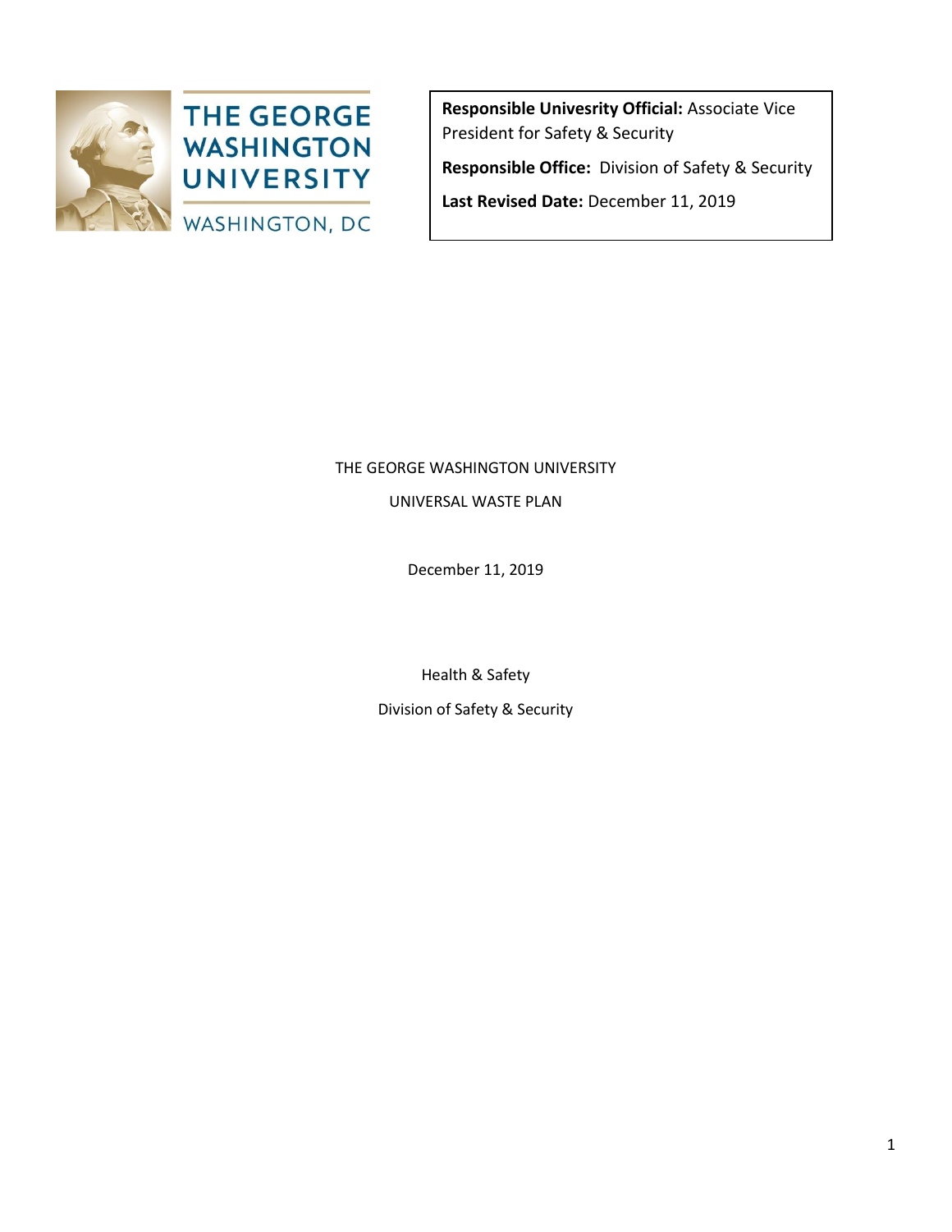THE GEORGE WASHINGTON UNIVERSITY

WASHINGTON, DC

**Responsible Univesrity Official:** Associate Vice President for Safety & Security

**Responsible Office:** Division of Safety & Security

**Last Revised Date:** December 11, 2019

# THE GEORGE WASHINGTON UNIVERSITY

# UNIVERSAL WASTE PLAN

December 11, 2019

Health & Safety

Division of Safety & Security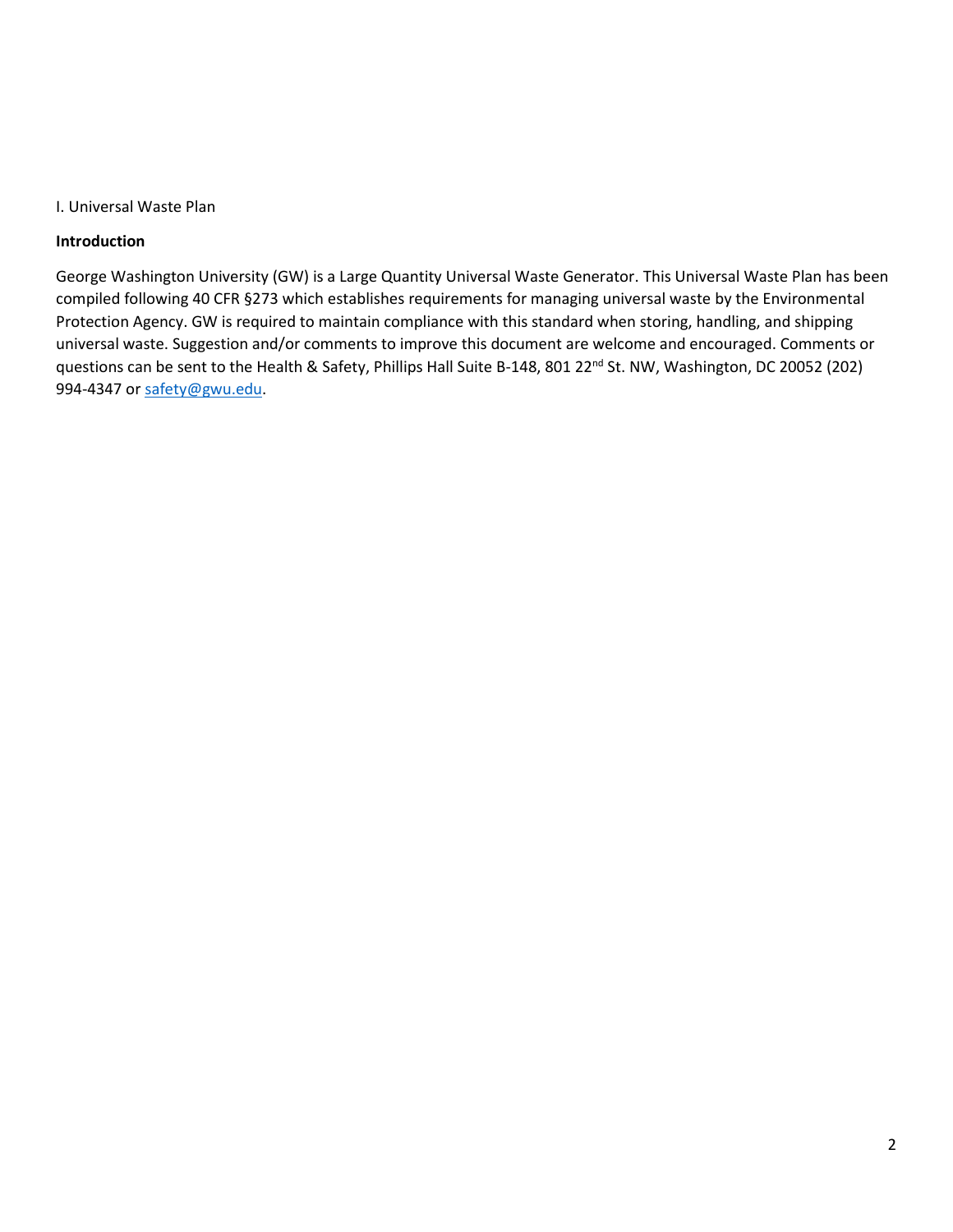I. Universal Waste Plan

**Introduction**

George Washington University (GW) is a Large Quantity Universal Waste Generator. This Universal Waste Plan has been compiled following 40 CFR §273 which establishes requirements for managing universal waste by the Environmental Protection Agency. GW is required to maintain compliance with this standard when storing, handling, and shipping universal waste. Suggestion and/or comments to improve this document are welcome and encouraged. Comments or questions can be sent to the Health & Safety, Phillips Hall Suite B-148, 801 22nd St. NW, Washington, DC 20052 (202) 994-4347 or [safety@gwu.edu](mailto:safety@gwu.edu).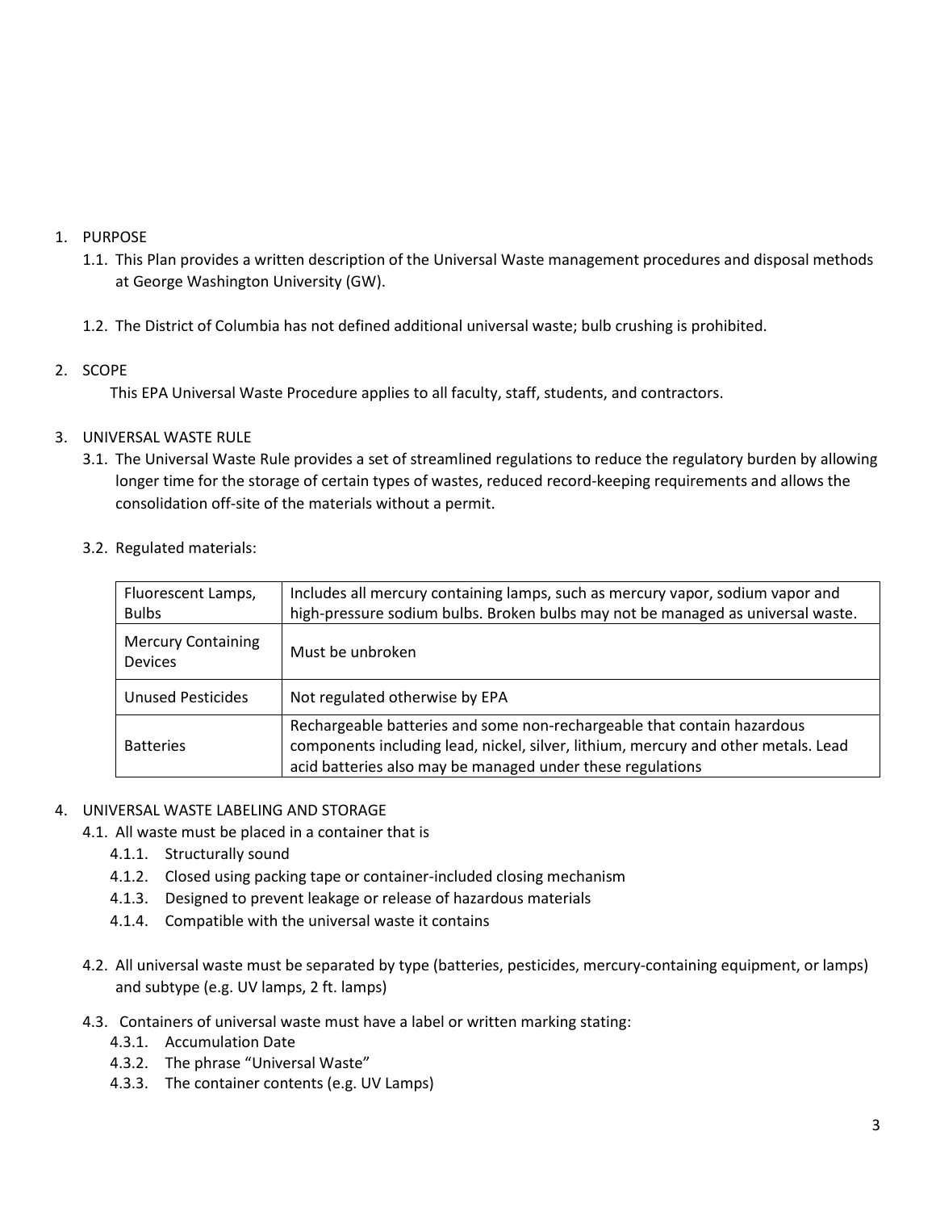1. PURPOSE
    1.1. This Plan provides a written description of the Universal Waste management procedures and disposal methods at George Washington University (GW).

    1.2. The District of Columbia has not defined additional universal waste; bulb crushing is prohibited.

2. SCOPE

    This EPA Universal Waste Procedure applies to all faculty, staff, students, and contractors.

3. UNIVERSAL WASTE RULE
    3.1. The Universal Waste Rule provides a set of streamlined regulations to reduce the regulatory burden by allowing longer time for the storage of certain types of wastes, reduced record-keeping requirements and allows the consolidation off-site of the materials without a permit.

    3.2. Regulated materials:

| Fluorescent Lamps, Bulbs | Includes all mercury containing lamps, such as mercury vapor, sodium vapor and high-pressure sodium bulbs. Broken bulbs may not be managed as universal waste. |
|---|---|
| Mercury Containing Devices | Must be unbroken |
| Unused Pesticides | Not regulated otherwise by EPA |
| Batteries | Rechargeable batteries and some non-rechargeable that contain hazardous components including lead, nickel, silver, lithium, mercury and other metals. Lead acid batteries also may be managed under these regulations |

4. UNIVERSAL WASTE LABELING AND STORAGE
    4.1. All waste must be placed in a container that is
        4.1.1. Structurally sound
        4.1.2. Closed using packing tape or container-included closing mechanism
        4.1.3. Designed to prevent leakage or release of hazardous materials
        4.1.4. Compatible with the universal waste it contains

    4.2. All universal waste must be separated by type (batteries, pesticides, mercury-containing equipment, or lamps) and subtype (e.g. UV lamps, 2 ft. lamps)

    4.3. Containers of universal waste must have a label or written marking stating:
        4.3.1. Accumulation Date
        4.3.2. The phrase "Universal Waste"
        4.3.3. The container contents (e.g. UV Lamps)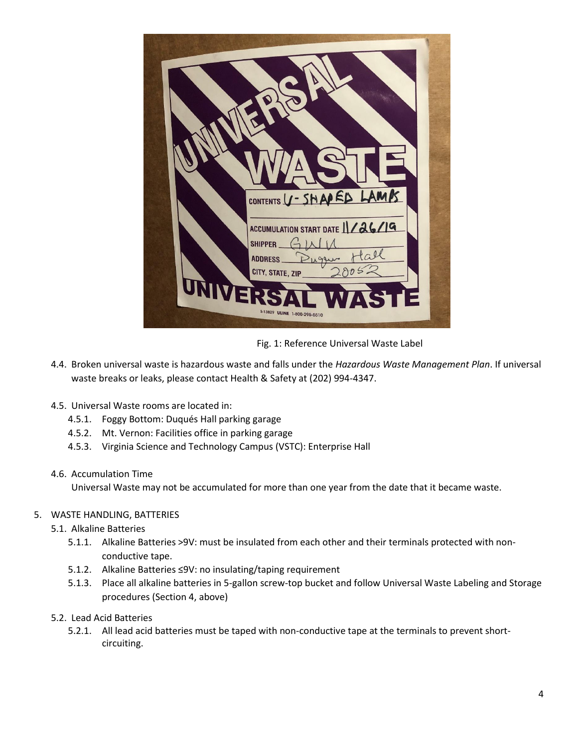Fig. 1: Reference Universal Waste Label

4.4. Broken universal waste is hazardous waste and falls under the *Hazardous Waste Management Plan*. If universal waste breaks or leaks, please contact Health & Safety at (202) 994-4347.

4.5. Universal Waste rooms are located in:

- 4.5.1. Foggy Bottom: Duqués Hall parking garage
- 4.5.2. Mt. Vernon: Facilities office in parking garage
- 4.5.3. Virginia Science and Technology Campus (VSTC): Enterprise Hall

4.6. Accumulation Time

Universal Waste may not be accumulated for more than one year from the date that it became waste.

## 5. WASTE HANDLING, BATTERIES

### 5.1. Alkaline Batteries

- 5.1.1. Alkaline Batteries >9V: must be insulated from each other and their terminals protected with non-conductive tape.
- 5.1.2. Alkaline Batteries ≤9V: no insulating/taping requirement
- 5.1.3. Place all alkaline batteries in 5-gallon screw-top bucket and follow Universal Waste Labeling and Storage procedures (Section 4, above)

### 5.2. Lead Acid Batteries

- 5.2.1. All lead acid batteries must be taped with non-conductive tape at the terminals to prevent short-circuiting.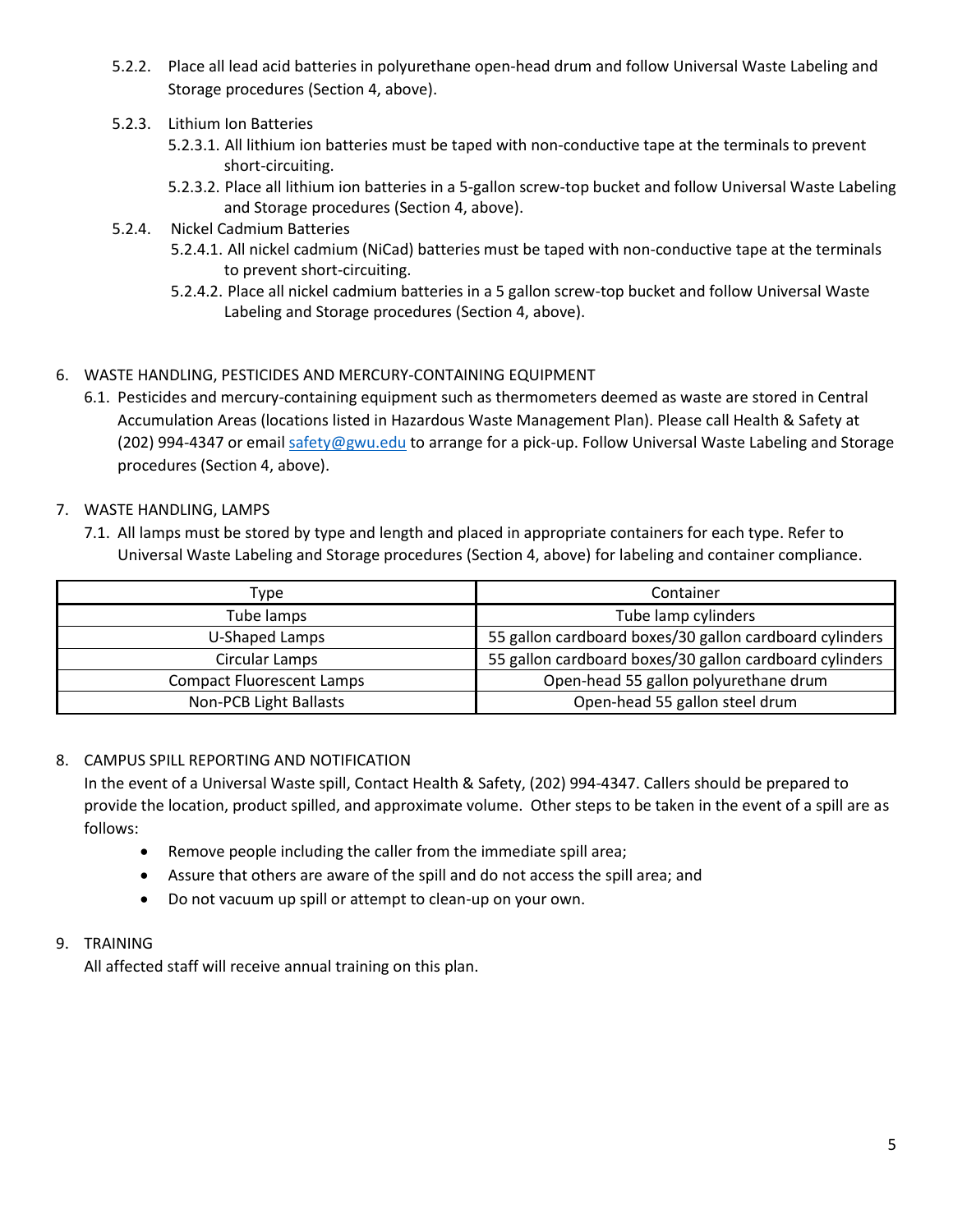5.2.2. Place all lead acid batteries in polyurethane open-head drum and follow Universal Waste Labeling and Storage procedures (Section 4, above).

5.2.3. Lithium Ion Batteries

5.2.3.1. All lithium ion batteries must be taped with non-conductive tape at the terminals to prevent short-circuiting.

5.2.3.2. Place all lithium ion batteries in a 5-gallon screw-top bucket and follow Universal Waste Labeling and Storage procedures (Section 4, above).

5.2.4. Nickel Cadmium Batteries

5.2.4.1. All nickel cadmium (NiCad) batteries must be taped with non-conductive tape at the terminals to prevent short-circuiting.

5.2.4.2. Place all nickel cadmium batteries in a 5 gallon screw-top bucket and follow Universal Waste Labeling and Storage procedures (Section 4, above).

## 6. WASTE HANDLING, PESTICIDES AND MERCURY-CONTAINING EQUIPMENT

6.1. Pesticides and mercury-containing equipment such as thermometers deemed as waste are stored in Central Accumulation Areas (locations listed in Hazardous Waste Management Plan). Please call Health & Safety at (202) 994-4347 or email safety@gwu.edu to arrange for a pick-up. Follow Universal Waste Labeling and Storage procedures (Section 4, above).

## 7. WASTE HANDLING, LAMPS

7.1. All lamps must be stored by type and length and placed in appropriate containers for each type. Refer to Universal Waste Labeling and Storage procedures (Section 4, above) for labeling and container compliance.

| Type | Container |
|---|---|
| Tube lamps | Tube lamp cylinders |
| U-Shaped Lamps | 55 gallon cardboard boxes/30 gallon cardboard cylinders |
| Circular Lamps | 55 gallon cardboard boxes/30 gallon cardboard cylinders |
| Compact Fluorescent Lamps | Open-head 55 gallon polyurethane drum |
| Non-PCB Light Ballasts | Open-head 55 gallon steel drum |

## 8. CAMPUS SPILL REPORTING AND NOTIFICATION

In the event of a Universal Waste spill, Contact Health & Safety, (202) 994-4347. Callers should be prepared to provide the location, product spilled, and approximate volume. Other steps to be taken in the event of a spill are as follows:

- Remove people including the caller from the immediate spill area;
- Assure that others are aware of the spill and do not access the spill area; and
- Do not vacuum up spill or attempt to clean-up on your own.

## 9. TRAINING

All affected staff will receive annual training on this plan.